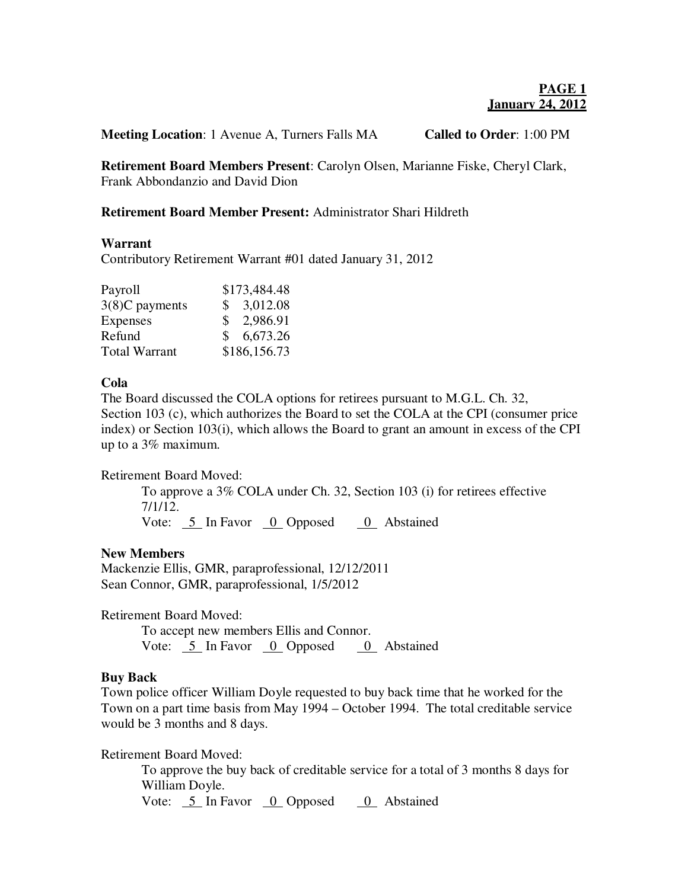**PAGE 1**
**January 24, 2012**

**Meeting Location**: 1 Avenue A, Turners Falls MA **Called to Order**: 1:00 PM

**Retirement Board Members Present**: Carolyn Olsen, Marianne Fiske, Cheryl Clark, Frank Abbondanzio and David Dion

**Retirement Board Member Present:** Administrator Shari Hildreth

**Warrant**

Contributory Retirement Warrant #01 dated January 31, 2012

| | |
|---|---|
| Payroll | $173,484.48 |
| 3(8)C payments | $ 3,012.08 |
| Expenses | $ 2,986.91 |
| Refund | $ 6,673.26 |
| Total Warrant | $186,156.73 |

**Cola**

The Board discussed the COLA options for retirees pursuant to M.G.L. Ch. 32, Section 103 (c), which authorizes the Board to set the COLA at the CPI (consumer price index) or Section 103(i), which allows the Board to grant an amount in excess of the CPI up to a 3% maximum.

Retirement Board Moved:

To approve a 3% COLA under Ch. 32, Section 103 (i) for retirees effective 7/1/12.

Vote: 5 In Favor 0 Opposed 0 Abstained

**New Members**

Mackenzie Ellis, GMR, paraprofessional, 12/12/2011
Sean Connor, GMR, paraprofessional, 1/5/2012

Retirement Board Moved:

To accept new members Ellis and Connor.

Vote: 5 In Favor 0 Opposed 0 Abstained

**Buy Back**

Town police officer William Doyle requested to buy back time that he worked for the Town on a part time basis from May 1994 – October 1994. The total creditable service would be 3 months and 8 days.

Retirement Board Moved:

To approve the buy back of creditable service for a total of 3 months 8 days for William Doyle.

Vote: 5 In Favor 0 Opposed 0 Abstained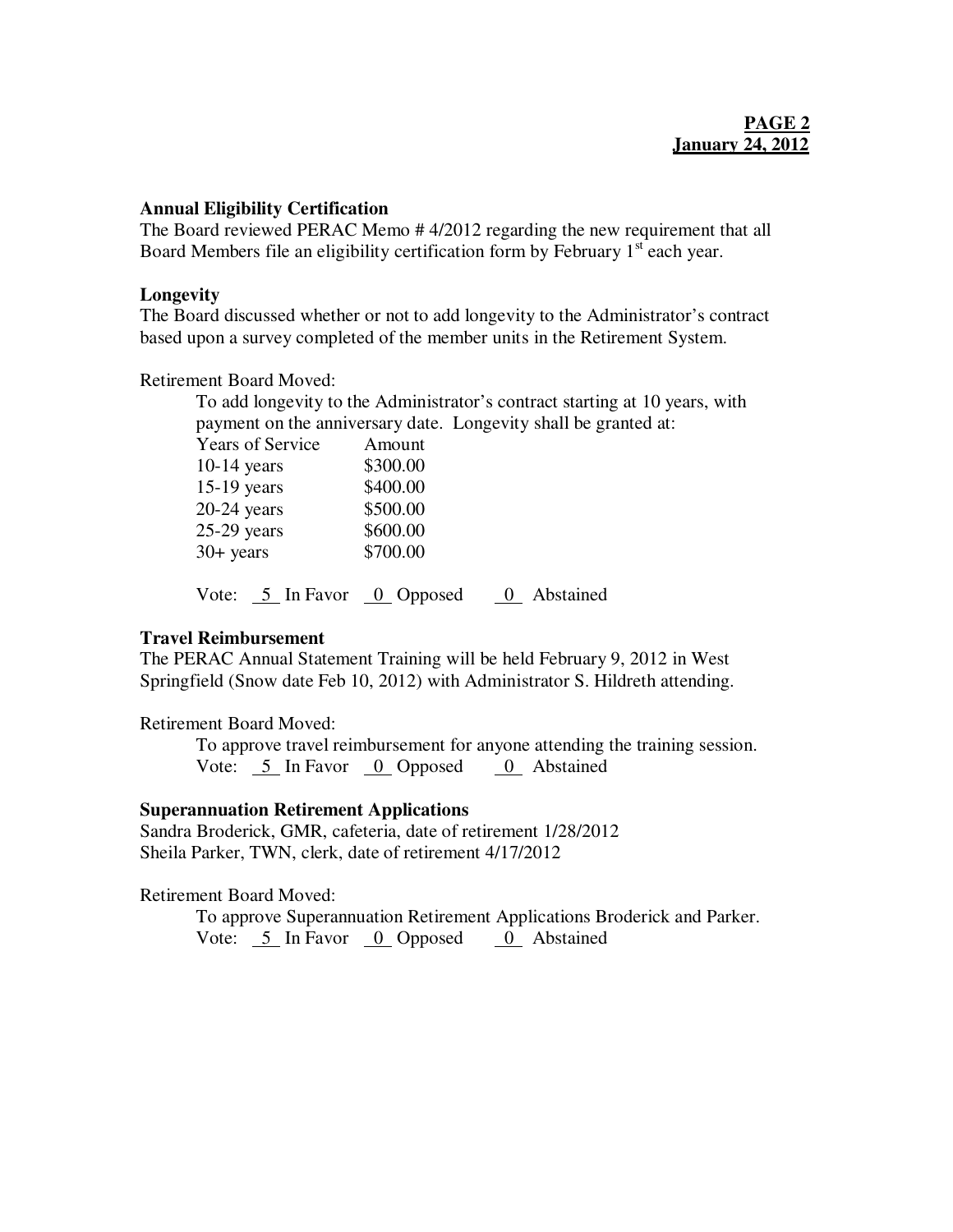### Annual Eligibility Certification

The Board reviewed PERAC Memo # 4/2012 regarding the new requirement that all Board Members file an eligibility certification form by February 1st each year.

### Longevity

The Board discussed whether or not to add longevity to the Administrator's contract based upon a survey completed of the member units in the Retirement System.

Retirement Board Moved:

To add longevity to the Administrator's contract starting at 10 years, with payment on the anniversary date. Longevity shall be granted at:

| Years of Service | Amount |
|---|---|
| 10-14 years | $300.00 |
| 15-19 years | $400.00 |
| 20-24 years | $500.00 |
| 25-29 years | $600.00 |
| 30+ years | $700.00 |

Vote: 5 In Favor 0 Opposed 0 Abstained

### Travel Reimbursement

The PERAC Annual Statement Training will be held February 9, 2012 in West Springfield (Snow date Feb 10, 2012) with Administrator S. Hildreth attending.

Retirement Board Moved:

To approve travel reimbursement for anyone attending the training session.
Vote: 5 In Favor 0 Opposed 0 Abstained

### Superannuation Retirement Applications

Sandra Broderick, GMR, cafeteria, date of retirement 1/28/2012
Sheila Parker, TWN, clerk, date of retirement 4/17/2012

Retirement Board Moved:

To approve Superannuation Retirement Applications Broderick and Parker.
Vote: 5 In Favor 0 Opposed 0 Abstained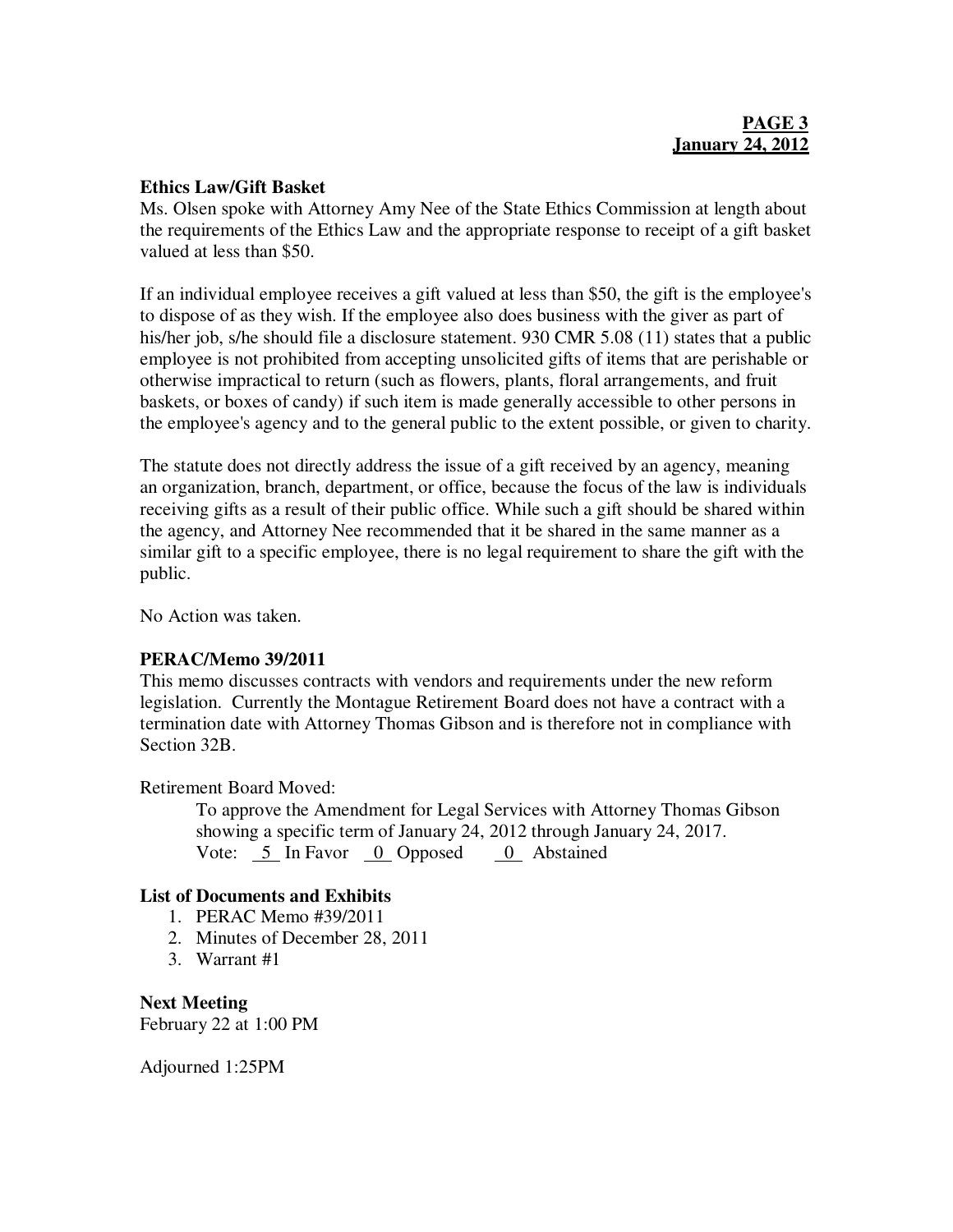**Ethics Law/Gift Basket**

Ms. Olsen spoke with Attorney Amy Nee of the State Ethics Commission at length about the requirements of the Ethics Law and the appropriate response to receipt of a gift basket valued at less than $50.

If an individual employee receives a gift valued at less than $50, the gift is the employee's to dispose of as they wish. If the employee also does business with the giver as part of his/her job, s/he should file a disclosure statement. 930 CMR 5.08 (11) states that a public employee is not prohibited from accepting unsolicited gifts of items that are perishable or otherwise impractical to return (such as flowers, plants, floral arrangements, and fruit baskets, or boxes of candy) if such item is made generally accessible to other persons in the employee's agency and to the general public to the extent possible, or given to charity.

The statute does not directly address the issue of a gift received by an agency, meaning an organization, branch, department, or office, because the focus of the law is individuals receiving gifts as a result of their public office. While such a gift should be shared within the agency, and Attorney Nee recommended that it be shared in the same manner as a similar gift to a specific employee, there is no legal requirement to share the gift with the public.

No Action was taken.

**PERAC/Memo 39/2011**

This memo discusses contracts with vendors and requirements under the new reform legislation. Currently the Montague Retirement Board does not have a contract with a termination date with Attorney Thomas Gibson and is therefore not in compliance with Section 32B.

Retirement Board Moved:

> To approve the Amendment for Legal Services with Attorney Thomas Gibson showing a specific term of January 24, 2012 through January 24, 2017.
> Vote: 5 In Favor 0 Opposed 0 Abstained

**List of Documents and Exhibits**

1. PERAC Memo #39/2011
2. Minutes of December 28, 2011
3. Warrant #1

**Next Meeting**

February 22 at 1:00 PM

Adjourned 1:25PM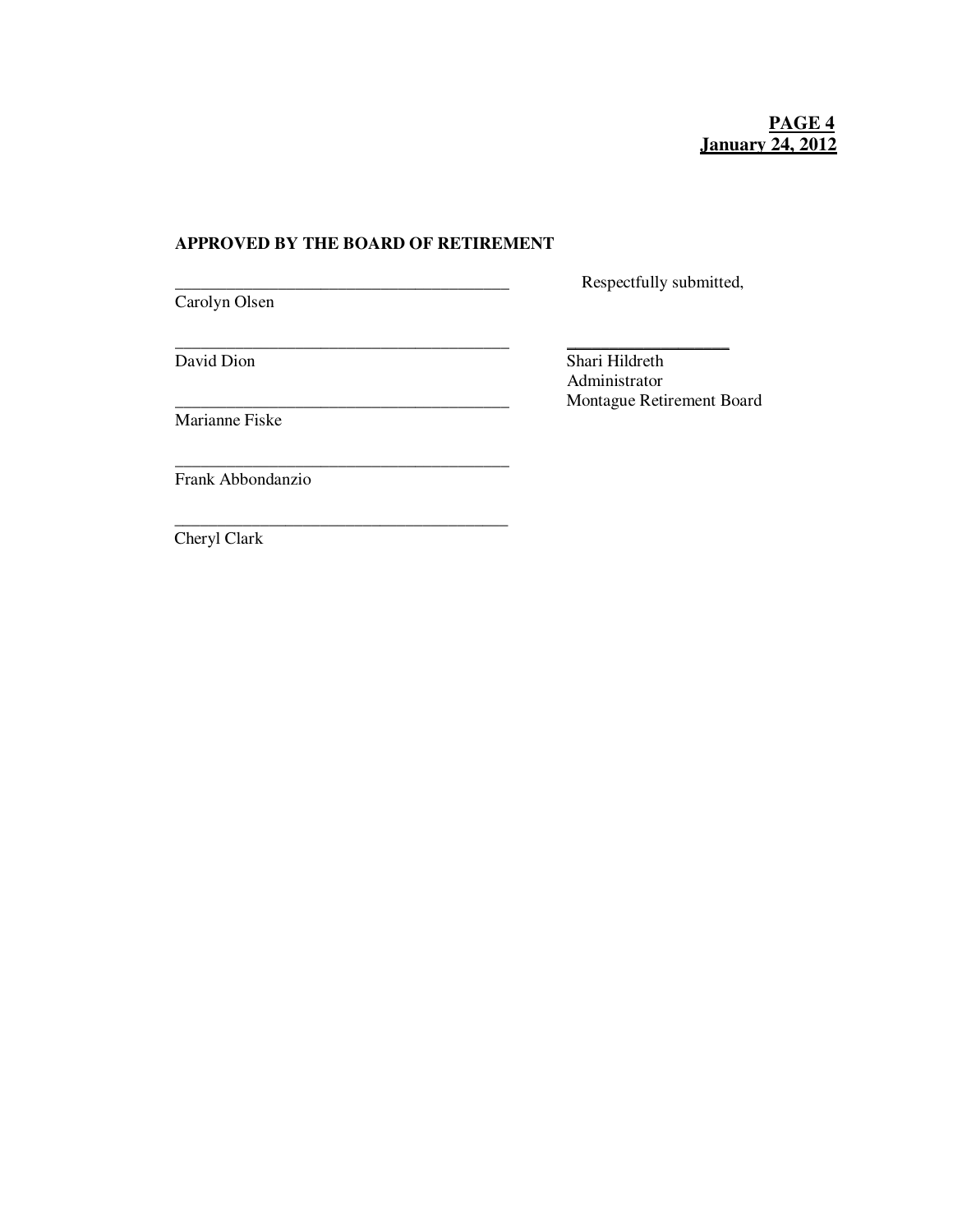**APPROVED BY THE BOARD OF RETIREMENT**

_______________________________________
Carolyn Olsen

_______________________________________
David Dion

_______________________________________
Marianne Fiske

_______________________________________
Frank Abbondanzio

_______________________________________
Cheryl Clark

Respectfully submitted,

___________________
Shari Hildreth
Administrator
Montague Retirement Board